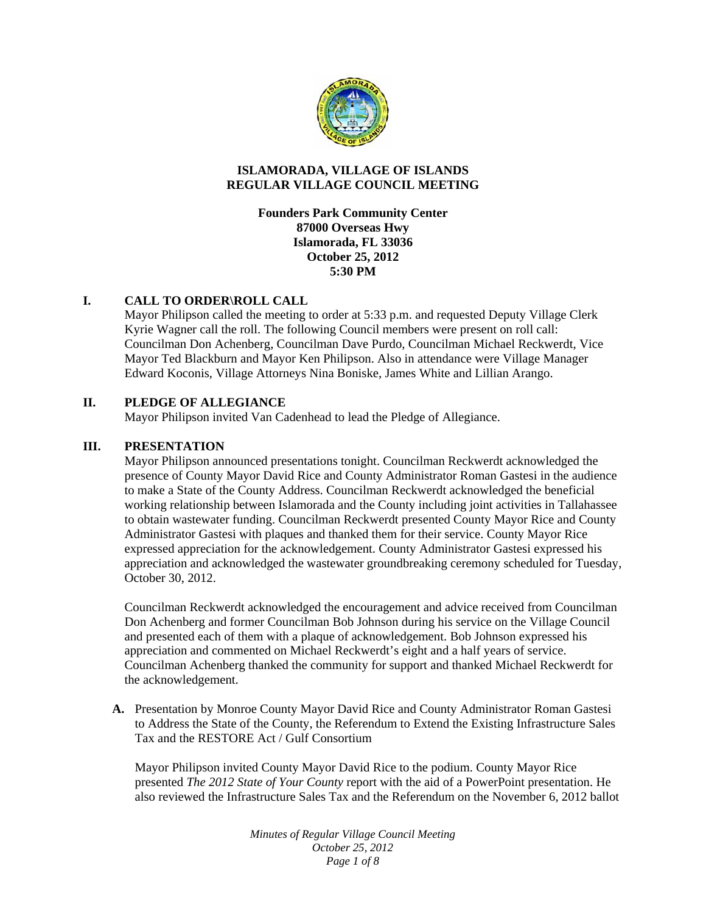# ISLAMORADA, VILLAGE OF ISLANDS
# REGULAR VILLAGE COUNCIL MEETING

**Founders Park Community Center**
**87000 Overseas Hwy**
**Islamorada, FL 33036**
**October 25, 2012**
**5:30 PM**

## I. CALL TO ORDER\ROLL CALL

Mayor Philipson called the meeting to order at 5:33 p.m. and requested Deputy Village Clerk Kyrie Wagner call the roll. The following Council members were present on roll call: Councilman Don Achenberg, Councilman Dave Purdo, Councilman Michael Reckwerdt, Vice Mayor Ted Blackburn and Mayor Ken Philipson. Also in attendance were Village Manager Edward Koconis, Village Attorneys Nina Boniske, James White and Lillian Arango.

## II. PLEDGE OF ALLEGIANCE

Mayor Philipson invited Van Cadenhead to lead the Pledge of Allegiance.

## III. PRESENTATION

Mayor Philipson announced presentations tonight. Councilman Reckwerdt acknowledged the presence of County Mayor David Rice and County Administrator Roman Gastesi in the audience to make a State of the County Address. Councilman Reckwerdt acknowledged the beneficial working relationship between Islamorada and the County including joint activities in Tallahassee to obtain wastewater funding. Councilman Reckwerdt presented County Mayor Rice and County Administrator Gastesi with plaques and thanked them for their service. County Mayor Rice expressed appreciation for the acknowledgement. County Administrator Gastesi expressed his appreciation and acknowledged the wastewater groundbreaking ceremony scheduled for Tuesday, October 30, 2012.

Councilman Reckwerdt acknowledged the encouragement and advice received from Councilman Don Achenberg and former Councilman Bob Johnson during his service on the Village Council and presented each of them with a plaque of acknowledgement. Bob Johnson expressed his appreciation and commented on Michael Reckwerdt's eight and a half years of service. Councilman Achenberg thanked the community for support and thanked Michael Reckwerdt for the acknowledgement.

**A.** Presentation by Monroe County Mayor David Rice and County Administrator Roman Gastesi to Address the State of the County, the Referendum to Extend the Existing Infrastructure Sales Tax and the RESTORE Act / Gulf Consortium

Mayor Philipson invited County Mayor David Rice to the podium. County Mayor Rice presented *The 2012 State of Your County* report with the aid of a PowerPoint presentation. He also reviewed the Infrastructure Sales Tax and the Referendum on the November 6, 2012 ballot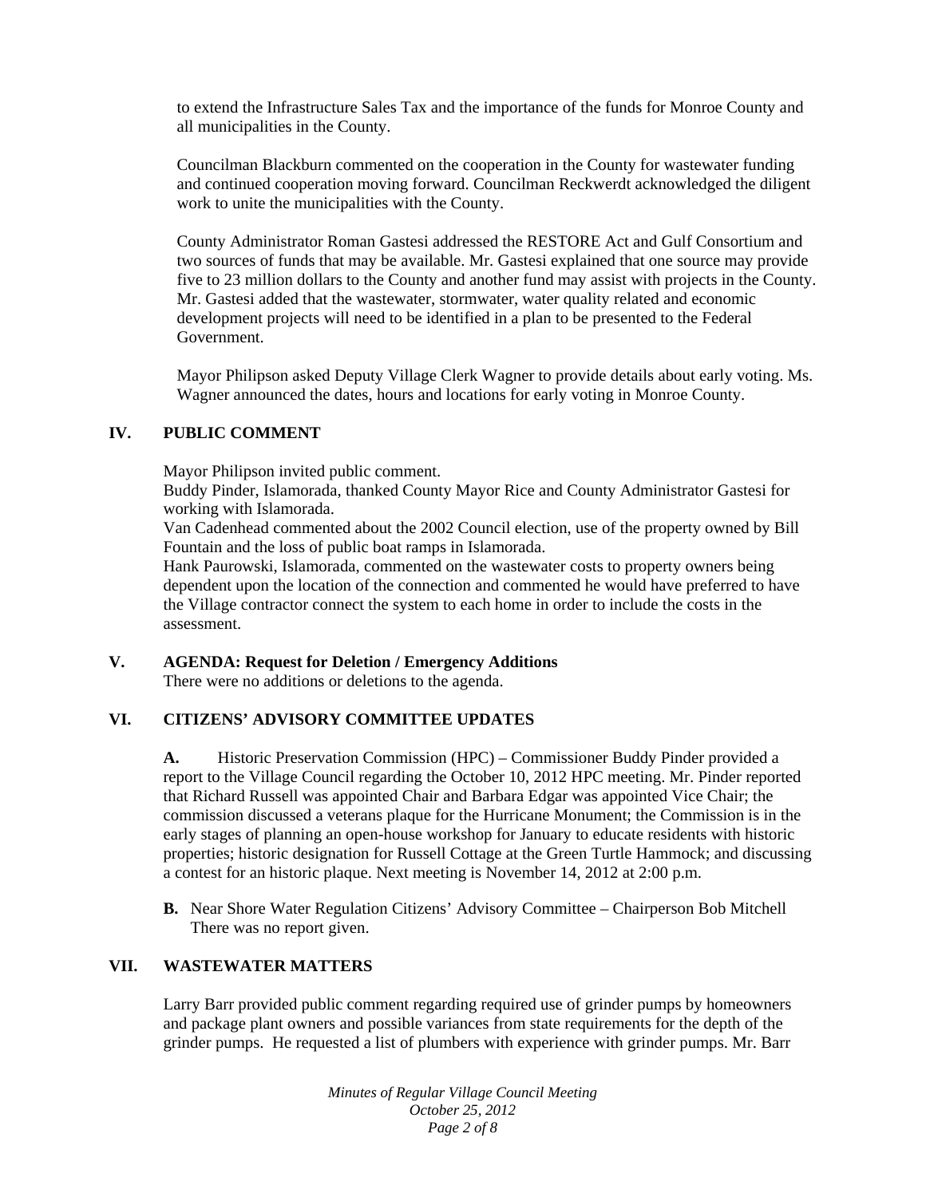to extend the Infrastructure Sales Tax and the importance of the funds for Monroe County and all municipalities in the County.

Councilman Blackburn commented on the cooperation in the County for wastewater funding and continued cooperation moving forward. Councilman Reckwerdt acknowledged the diligent work to unite the municipalities with the County.

County Administrator Roman Gastesi addressed the RESTORE Act and Gulf Consortium and two sources of funds that may be available. Mr. Gastesi explained that one source may provide five to 23 million dollars to the County and another fund may assist with projects in the County. Mr. Gastesi added that the wastewater, stormwater, water quality related and economic development projects will need to be identified in a plan to be presented to the Federal Government.

Mayor Philipson asked Deputy Village Clerk Wagner to provide details about early voting. Ms. Wagner announced the dates, hours and locations for early voting in Monroe County.

## IV. PUBLIC COMMENT

Mayor Philipson invited public comment.
Buddy Pinder, Islamorada, thanked County Mayor Rice and County Administrator Gastesi for working with Islamorada.
Van Cadenhead commented about the 2002 Council election, use of the property owned by Bill Fountain and the loss of public boat ramps in Islamorada.
Hank Paurowski, Islamorada, commented on the wastewater costs to property owners being dependent upon the location of the connection and commented he would have preferred to have the Village contractor connect the system to each home in order to include the costs in the assessment.

## V. AGENDA: Request for Deletion / Emergency Additions

There were no additions or deletions to the agenda.

## VI. CITIZENS' ADVISORY COMMITTEE UPDATES

**A.** Historic Preservation Commission (HPC) – Commissioner Buddy Pinder provided a report to the Village Council regarding the October 10, 2012 HPC meeting. Mr. Pinder reported that Richard Russell was appointed Chair and Barbara Edgar was appointed Vice Chair; the commission discussed a veterans plaque for the Hurricane Monument; the Commission is in the early stages of planning an open-house workshop for January to educate residents with historic properties; historic designation for Russell Cottage at the Green Turtle Hammock; and discussing a contest for an historic plaque. Next meeting is November 14, 2012 at 2:00 p.m.

**B.** Near Shore Water Regulation Citizens' Advisory Committee – Chairperson Bob Mitchell
There was no report given.

## VII. WASTEWATER MATTERS

Larry Barr provided public comment regarding required use of grinder pumps by homeowners and package plant owners and possible variances from state requirements for the depth of the grinder pumps. He requested a list of plumbers with experience with grinder pumps. Mr. Barr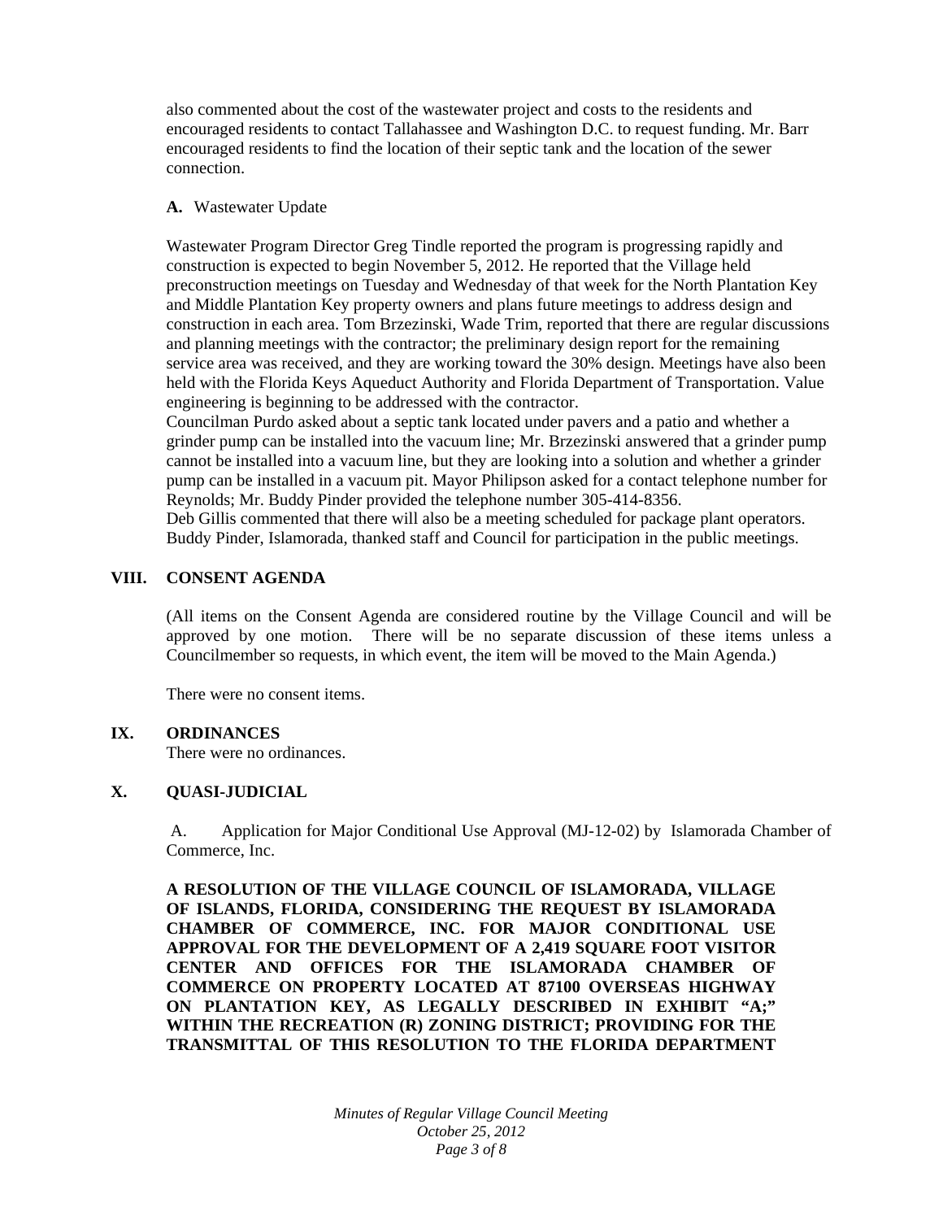also commented about the cost of the wastewater project and costs to the residents and encouraged residents to contact Tallahassee and Washington D.C. to request funding. Mr. Barr encouraged residents to find the location of their septic tank and the location of the sewer connection.

**A.** Wastewater Update

Wastewater Program Director Greg Tindle reported the program is progressing rapidly and construction is expected to begin November 5, 2012. He reported that the Village held preconstruction meetings on Tuesday and Wednesday of that week for the North Plantation Key and Middle Plantation Key property owners and plans future meetings to address design and construction in each area. Tom Brzezinski, Wade Trim, reported that there are regular discussions and planning meetings with the contractor; the preliminary design report for the remaining service area was received, and they are working toward the 30% design. Meetings have also been held with the Florida Keys Aqueduct Authority and Florida Department of Transportation. Value engineering is beginning to be addressed with the contractor.
Councilman Purdo asked about a septic tank located under pavers and a patio and whether a grinder pump can be installed into the vacuum line; Mr. Brzezinski answered that a grinder pump cannot be installed into a vacuum line, but they are looking into a solution and whether a grinder pump can be installed in a vacuum pit. Mayor Philipson asked for a contact telephone number for Reynolds; Mr. Buddy Pinder provided the telephone number 305-414-8356.
Deb Gillis commented that there will also be a meeting scheduled for package plant operators. Buddy Pinder, Islamorada, thanked staff and Council for participation in the public meetings.

## VIII. CONSENT AGENDA

(All items on the Consent Agenda are considered routine by the Village Council and will be approved by one motion. There will be no separate discussion of these items unless a Councilmember so requests, in which event, the item will be moved to the Main Agenda.)

There were no consent items.

## IX. ORDINANCES

There were no ordinances.

## X. QUASI-JUDICIAL

A. Application for Major Conditional Use Approval (MJ-12-02) by Islamorada Chamber of Commerce, Inc.

**A RESOLUTION OF THE VILLAGE COUNCIL OF ISLAMORADA, VILLAGE OF ISLANDS, FLORIDA, CONSIDERING THE REQUEST BY ISLAMORADA CHAMBER OF COMMERCE, INC. FOR MAJOR CONDITIONAL USE APPROVAL FOR THE DEVELOPMENT OF A 2,419 SQUARE FOOT VISITOR CENTER AND OFFICES FOR THE ISLAMORADA CHAMBER OF COMMERCE ON PROPERTY LOCATED AT 87100 OVERSEAS HIGHWAY ON PLANTATION KEY, AS LEGALLY DESCRIBED IN EXHIBIT "A;" WITHIN THE RECREATION (R) ZONING DISTRICT; PROVIDING FOR THE TRANSMITTAL OF THIS RESOLUTION TO THE FLORIDA DEPARTMENT**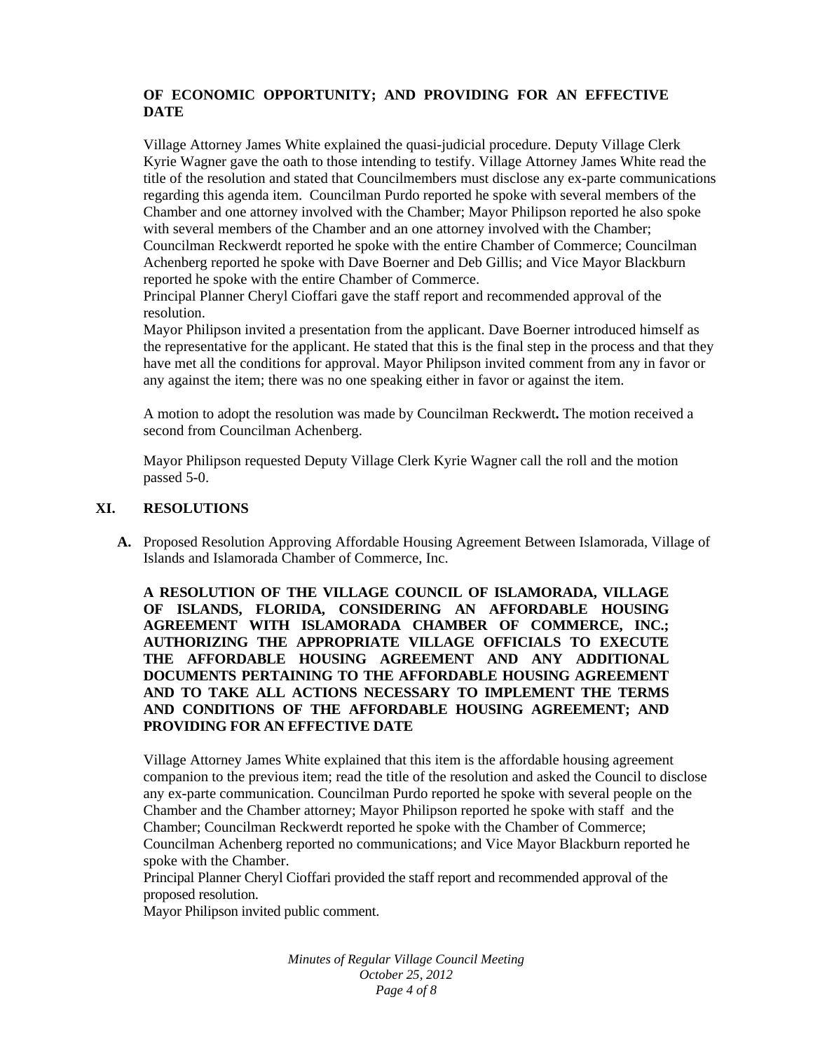**OF ECONOMIC OPPORTUNITY; AND PROVIDING FOR AN EFFECTIVE DATE**

Village Attorney James White explained the quasi-judicial procedure. Deputy Village Clerk Kyrie Wagner gave the oath to those intending to testify. Village Attorney James White read the title of the resolution and stated that Councilmembers must disclose any ex-parte communications regarding this agenda item. Councilman Purdo reported he spoke with several members of the Chamber and one attorney involved with the Chamber; Mayor Philipson reported he also spoke with several members of the Chamber and an one attorney involved with the Chamber; Councilman Reckwerdt reported he spoke with the entire Chamber of Commerce; Councilman Achenberg reported he spoke with Dave Boerner and Deb Gillis; and Vice Mayor Blackburn reported he spoke with the entire Chamber of Commerce.

Principal Planner Cheryl Cioffari gave the staff report and recommended approval of the resolution.

Mayor Philipson invited a presentation from the applicant. Dave Boerner introduced himself as the representative for the applicant. He stated that this is the final step in the process and that they have met all the conditions for approval. Mayor Philipson invited comment from any in favor or any against the item; there was no one speaking either in favor or against the item.

A motion to adopt the resolution was made by Councilman Reckwerdt**.** The motion received a second from Councilman Achenberg.

Mayor Philipson requested Deputy Village Clerk Kyrie Wagner call the roll and the motion passed 5-0.

## XI. RESOLUTIONS

**A.** Proposed Resolution Approving Affordable Housing Agreement Between Islamorada, Village of Islands and Islamorada Chamber of Commerce, Inc.

**A RESOLUTION OF THE VILLAGE COUNCIL OF ISLAMORADA, VILLAGE OF ISLANDS, FLORIDA, CONSIDERING AN AFFORDABLE HOUSING AGREEMENT WITH ISLAMORADA CHAMBER OF COMMERCE, INC.; AUTHORIZING THE APPROPRIATE VILLAGE OFFICIALS TO EXECUTE THE AFFORDABLE HOUSING AGREEMENT AND ANY ADDITIONAL DOCUMENTS PERTAINING TO THE AFFORDABLE HOUSING AGREEMENT AND TO TAKE ALL ACTIONS NECESSARY TO IMPLEMENT THE TERMS AND CONDITIONS OF THE AFFORDABLE HOUSING AGREEMENT; AND PROVIDING FOR AN EFFECTIVE DATE**

Village Attorney James White explained that this item is the affordable housing agreement companion to the previous item; read the title of the resolution and asked the Council to disclose any ex-parte communication. Councilman Purdo reported he spoke with several people on the Chamber and the Chamber attorney; Mayor Philipson reported he spoke with staff and the Chamber; Councilman Reckwerdt reported he spoke with the Chamber of Commerce; Councilman Achenberg reported no communications; and Vice Mayor Blackburn reported he spoke with the Chamber.

Principal Planner Cheryl Cioffari provided the staff report and recommended approval of the proposed resolution.

Mayor Philipson invited public comment.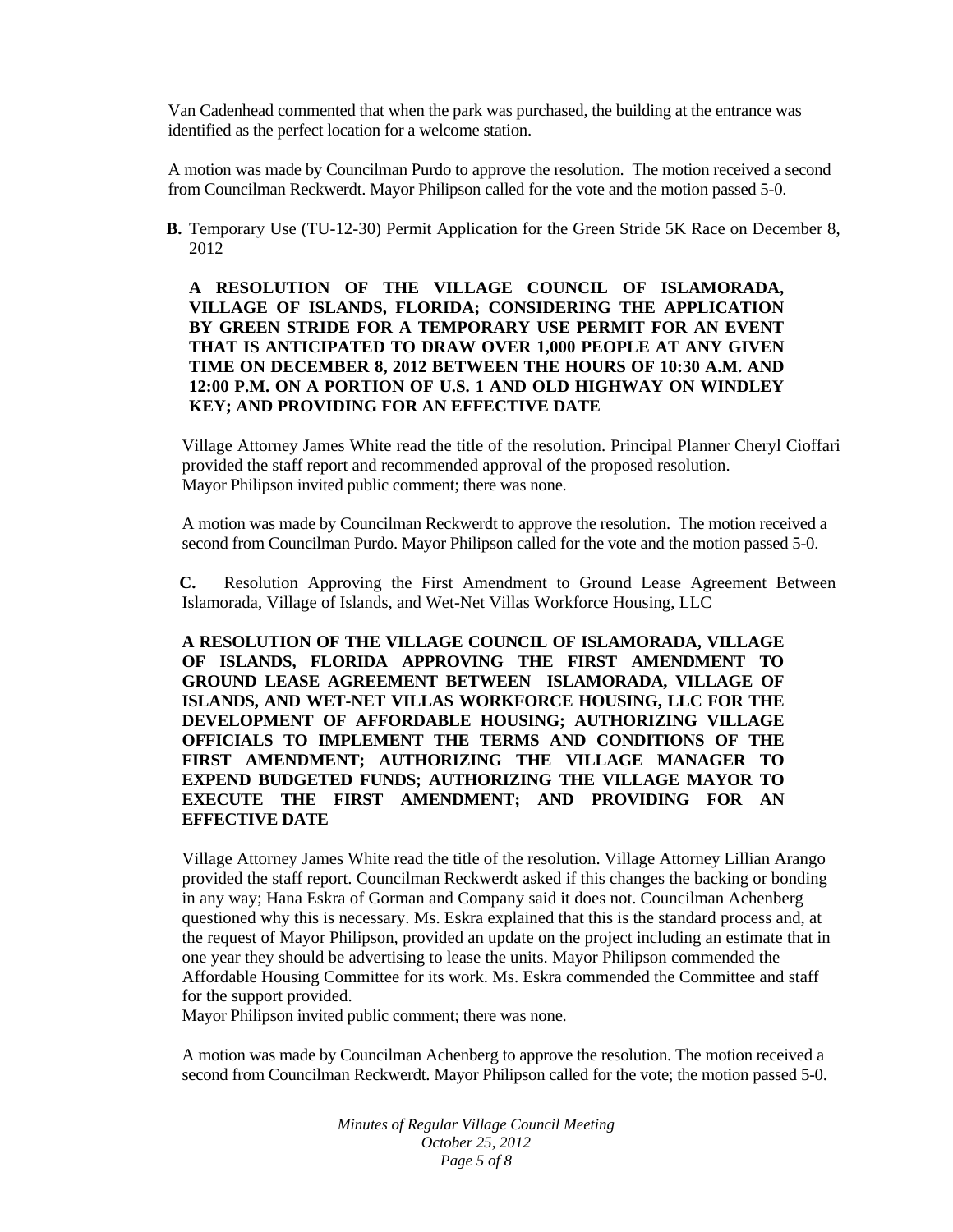Van Cadenhead commented that when the park was purchased, the building at the entrance was identified as the perfect location for a welcome station.

A motion was made by Councilman Purdo to approve the resolution. The motion received a second from Councilman Reckwerdt. Mayor Philipson called for the vote and the motion passed 5-0.

**B.** Temporary Use (TU-12-30) Permit Application for the Green Stride 5K Race on December 8, 2012

**A RESOLUTION OF THE VILLAGE COUNCIL OF ISLAMORADA, VILLAGE OF ISLANDS, FLORIDA; CONSIDERING THE APPLICATION BY GREEN STRIDE FOR A TEMPORARY USE PERMIT FOR AN EVENT THAT IS ANTICIPATED TO DRAW OVER 1,000 PEOPLE AT ANY GIVEN TIME ON DECEMBER 8, 2012 BETWEEN THE HOURS OF 10:30 A.M. AND 12:00 P.M. ON A PORTION OF U.S. 1 AND OLD HIGHWAY ON WINDLEY KEY; AND PROVIDING FOR AN EFFECTIVE DATE**

Village Attorney James White read the title of the resolution. Principal Planner Cheryl Cioffari provided the staff report and recommended approval of the proposed resolution. Mayor Philipson invited public comment; there was none.

A motion was made by Councilman Reckwerdt to approve the resolution. The motion received a second from Councilman Purdo. Mayor Philipson called for the vote and the motion passed 5-0.

**C.** Resolution Approving the First Amendment to Ground Lease Agreement Between Islamorada, Village of Islands, and Wet-Net Villas Workforce Housing, LLC

**A RESOLUTION OF THE VILLAGE COUNCIL OF ISLAMORADA, VILLAGE OF ISLANDS, FLORIDA APPROVING THE FIRST AMENDMENT TO GROUND LEASE AGREEMENT BETWEEN ISLAMORADA, VILLAGE OF ISLANDS, AND WET-NET VILLAS WORKFORCE HOUSING, LLC FOR THE DEVELOPMENT OF AFFORDABLE HOUSING; AUTHORIZING VILLAGE OFFICIALS TO IMPLEMENT THE TERMS AND CONDITIONS OF THE FIRST AMENDMENT; AUTHORIZING THE VILLAGE MANAGER TO EXPEND BUDGETED FUNDS; AUTHORIZING THE VILLAGE MAYOR TO EXECUTE THE FIRST AMENDMENT; AND PROVIDING FOR AN EFFECTIVE DATE**

Village Attorney James White read the title of the resolution. Village Attorney Lillian Arango provided the staff report. Councilman Reckwerdt asked if this changes the backing or bonding in any way; Hana Eskra of Gorman and Company said it does not. Councilman Achenberg questioned why this is necessary. Ms. Eskra explained that this is the standard process and, at the request of Mayor Philipson, provided an update on the project including an estimate that in one year they should be advertising to lease the units. Mayor Philipson commended the Affordable Housing Committee for its work. Ms. Eskra commended the Committee and staff for the support provided.
Mayor Philipson invited public comment; there was none.

A motion was made by Councilman Achenberg to approve the resolution. The motion received a second from Councilman Reckwerdt. Mayor Philipson called for the vote; the motion passed 5-0.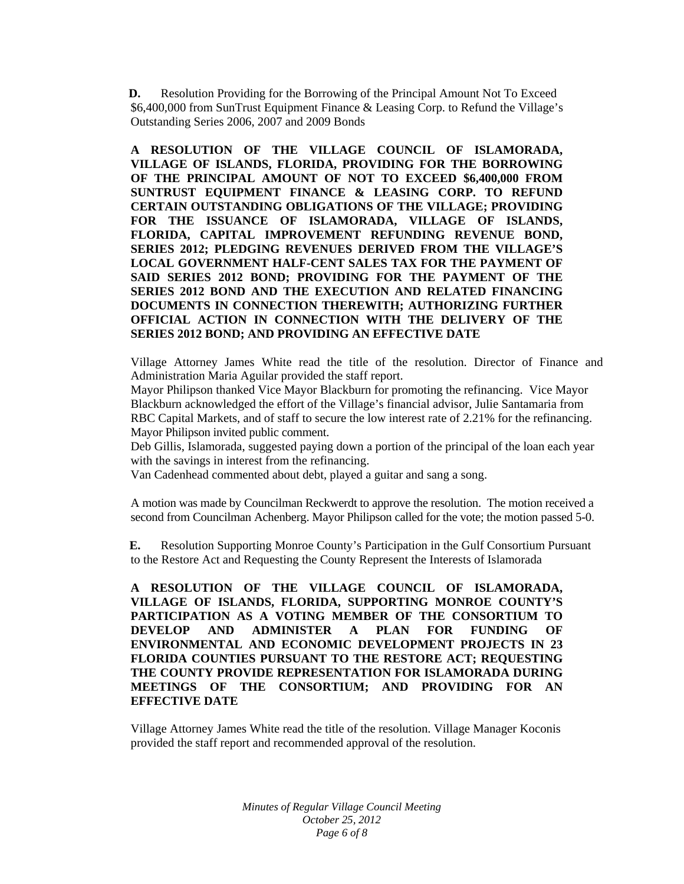**D.** Resolution Providing for the Borrowing of the Principal Amount Not To Exceed $6,400,000 from SunTrust Equipment Finance & Leasing Corp. to Refund the Village's Outstanding Series 2006, 2007 and 2009 Bonds

**A RESOLUTION OF THE VILLAGE COUNCIL OF ISLAMORADA, VILLAGE OF ISLANDS, FLORIDA, PROVIDING FOR THE BORROWING OF THE PRINCIPAL AMOUNT OF NOT TO EXCEED $6,400,000 FROM SUNTRUST EQUIPMENT FINANCE & LEASING CORP. TO REFUND CERTAIN OUTSTANDING OBLIGATIONS OF THE VILLAGE; PROVIDING FOR THE ISSUANCE OF ISLAMORADA, VILLAGE OF ISLANDS, FLORIDA, CAPITAL IMPROVEMENT REFUNDING REVENUE BOND, SERIES 2012; PLEDGING REVENUES DERIVED FROM THE VILLAGE'S LOCAL GOVERNMENT HALF-CENT SALES TAX FOR THE PAYMENT OF SAID SERIES 2012 BOND; PROVIDING FOR THE PAYMENT OF THE SERIES 2012 BOND AND THE EXECUTION AND RELATED FINANCING DOCUMENTS IN CONNECTION THEREWITH; AUTHORIZING FURTHER OFFICIAL ACTION IN CONNECTION WITH THE DELIVERY OF THE SERIES 2012 BOND; AND PROVIDING AN EFFECTIVE DATE**

Village Attorney James White read the title of the resolution. Director of Finance and Administration Maria Aguilar provided the staff report.
Mayor Philipson thanked Vice Mayor Blackburn for promoting the refinancing. Vice Mayor Blackburn acknowledged the effort of the Village's financial advisor, Julie Santamaria from RBC Capital Markets, and of staff to secure the low interest rate of 2.21% for the refinancing.
Mayor Philipson invited public comment.
Deb Gillis, Islamorada, suggested paying down a portion of the principal of the loan each year with the savings in interest from the refinancing.
Van Cadenhead commented about debt, played a guitar and sang a song.

A motion was made by Councilman Reckwerdt to approve the resolution. The motion received a second from Councilman Achenberg. Mayor Philipson called for the vote; the motion passed 5-0.

**E.** Resolution Supporting Monroe County's Participation in the Gulf Consortium Pursuant to the Restore Act and Requesting the County Represent the Interests of Islamorada

**A RESOLUTION OF THE VILLAGE COUNCIL OF ISLAMORADA, VILLAGE OF ISLANDS, FLORIDA, SUPPORTING MONROE COUNTY'S PARTICIPATION AS A VOTING MEMBER OF THE CONSORTIUM TO DEVELOP AND ADMINISTER A PLAN FOR FUNDING OF ENVIRONMENTAL AND ECONOMIC DEVELOPMENT PROJECTS IN 23 FLORIDA COUNTIES PURSUANT TO THE RESTORE ACT; REQUESTING THE COUNTY PROVIDE REPRESENTATION FOR ISLAMORADA DURING MEETINGS OF THE CONSORTIUM; AND PROVIDING FOR AN EFFECTIVE DATE**

Village Attorney James White read the title of the resolution. Village Manager Koconis provided the staff report and recommended approval of the resolution.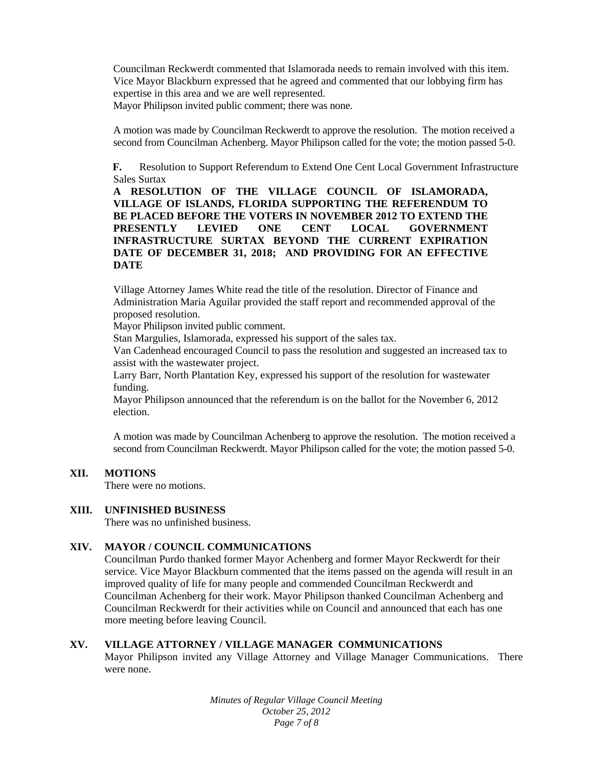Councilman Reckwerdt commented that Islamorada needs to remain involved with this item. Vice Mayor Blackburn expressed that he agreed and commented that our lobbying firm has expertise in this area and we are well represented.
Mayor Philipson invited public comment; there was none.

A motion was made by Councilman Reckwerdt to approve the resolution. The motion received a second from Councilman Achenberg. Mayor Philipson called for the vote; the motion passed 5-0.

**F.** Resolution to Support Referendum to Extend One Cent Local Government Infrastructure Sales Surtax

**A RESOLUTION OF THE VILLAGE COUNCIL OF ISLAMORADA, VILLAGE OF ISLANDS, FLORIDA SUPPORTING THE REFERENDUM TO BE PLACED BEFORE THE VOTERS IN NOVEMBER 2012 TO EXTEND THE PRESENTLY LEVIED ONE CENT LOCAL GOVERNMENT INFRASTRUCTURE SURTAX BEYOND THE CURRENT EXPIRATION DATE OF DECEMBER 31, 2018; AND PROVIDING FOR AN EFFECTIVE DATE**

Village Attorney James White read the title of the resolution. Director of Finance and Administration Maria Aguilar provided the staff report and recommended approval of the proposed resolution.
Mayor Philipson invited public comment.
Stan Margulies, Islamorada, expressed his support of the sales tax.
Van Cadenhead encouraged Council to pass the resolution and suggested an increased tax to assist with the wastewater project.
Larry Barr, North Plantation Key, expressed his support of the resolution for wastewater funding.
Mayor Philipson announced that the referendum is on the ballot for the November 6, 2012 election.

A motion was made by Councilman Achenberg to approve the resolution. The motion received a second from Councilman Reckwerdt. Mayor Philipson called for the vote; the motion passed 5-0.

## XII. MOTIONS

There were no motions.

## XIII. UNFINISHED BUSINESS

There was no unfinished business.

## XIV. MAYOR / COUNCIL COMMUNICATIONS

Councilman Purdo thanked former Mayor Achenberg and former Mayor Reckwerdt for their service. Vice Mayor Blackburn commented that the items passed on the agenda will result in an improved quality of life for many people and commended Councilman Reckwerdt and Councilman Achenberg for their work. Mayor Philipson thanked Councilman Achenberg and Councilman Reckwerdt for their activities while on Council and announced that each has one more meeting before leaving Council.

## XV. VILLAGE ATTORNEY / VILLAGE MANAGER COMMUNICATIONS

Mayor Philipson invited any Village Attorney and Village Manager Communications. There were none.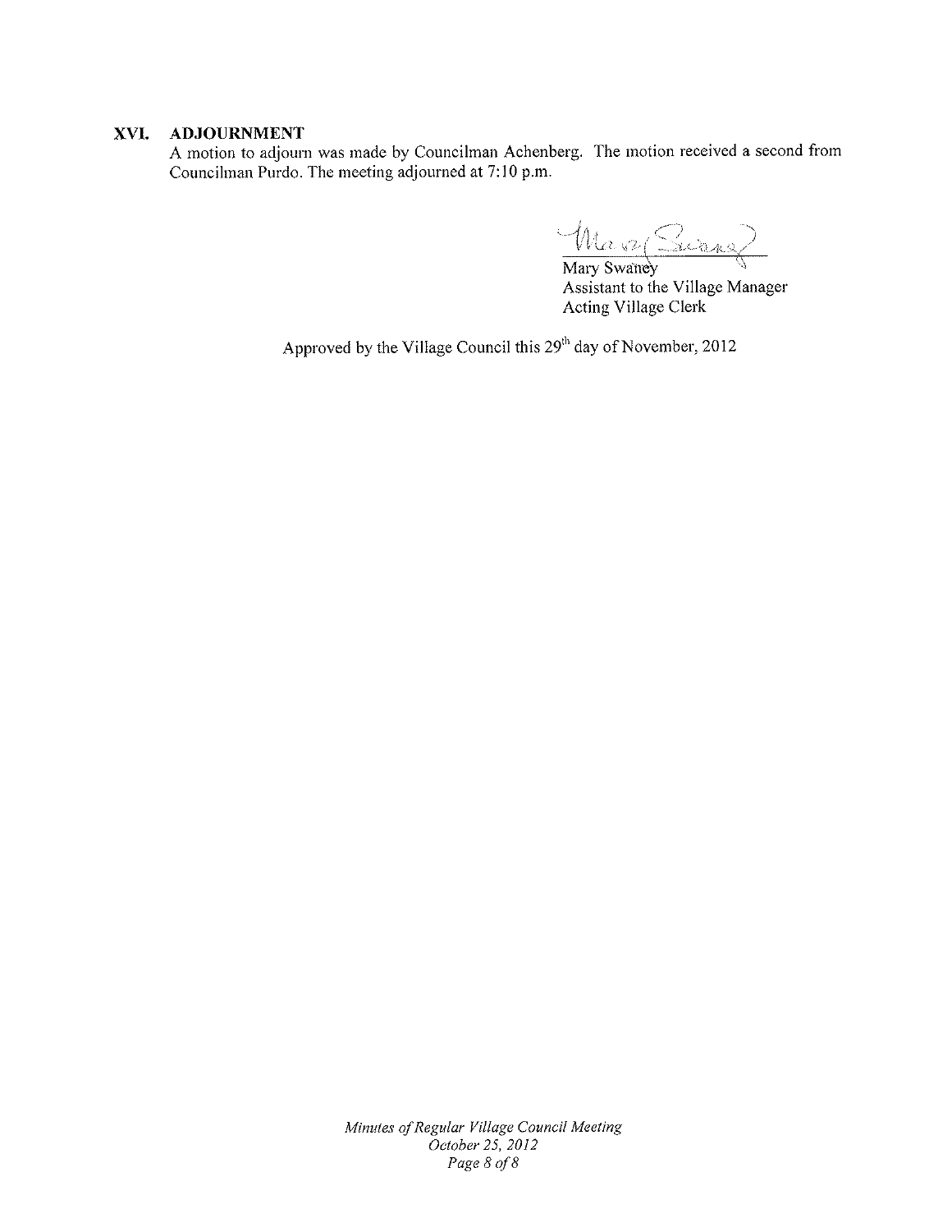## XVI. ADJOURNMENT

A motion to adjourn was made by Councilman Achenberg. The motion received a second from Councilman Purdo. The meeting adjourned at 7:10 p.m.

Mary Swaney
Assistant to the Village Manager
Acting Village Clerk

Approved by the Village Council this 29th day of November, 2012